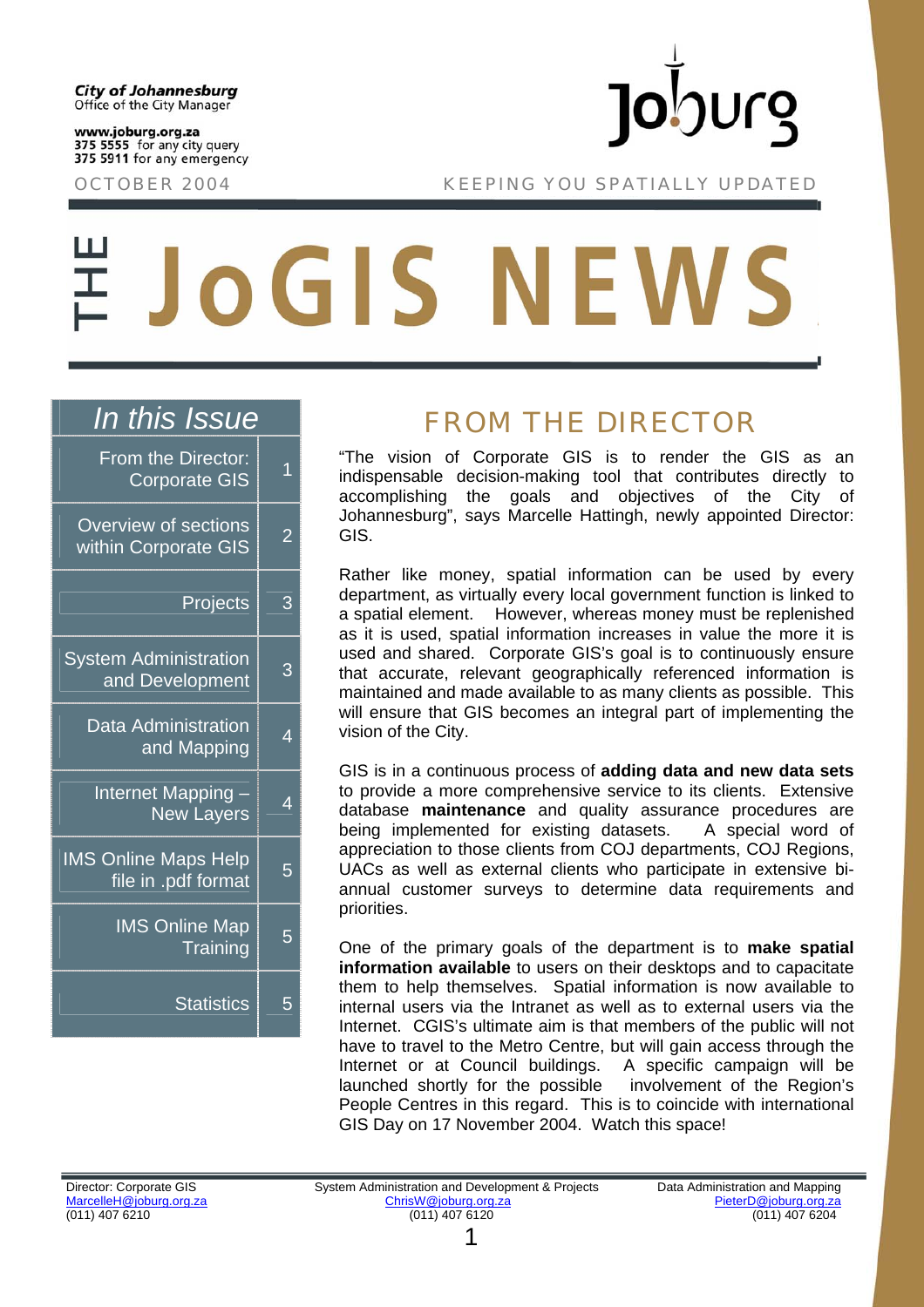**City of Johannesburg**
Office of the City Manager

**www.joburg.org.za**
**375 5555** for any city query
**375 5911** for any emergency

Joburg

OCTOBER 2004

KEEPING YOU SPATIALLY UPDATED

# THE JoGIS NEWS

## In this Issue

| | |
|---|---|
| From the Director: Corporate GIS | 1 |
| Overview of sections within Corporate GIS | 2 |
| Projects | 3 |
| System Administration and Development | 3 |
| Data Administration and Mapping | 4 |
| Internet Mapping – New Layers | 4 |
| IMS Online Maps Help file in .pdf format | 5 |
| IMS Online Map Training | 5 |
| Statistics | 5 |

## FROM THE DIRECTOR

"The vision of Corporate GIS is to render the GIS as an indispensable decision-making tool that contributes directly to accomplishing the goals and objectives of the City of Johannesburg", says Marcelle Hattingh, newly appointed Director: GIS.

Rather like money, spatial information can be used by every department, as virtually every local government function is linked to a spatial element. However, whereas money must be replenished as it is used, spatial information increases in value the more it is used and shared. Corporate GIS's goal is to continuously ensure that accurate, relevant geographically referenced information is maintained and made available to as many clients as possible. This will ensure that GIS becomes an integral part of implementing the vision of the City.

GIS is in a continuous process of **adding data and new data sets** to provide a more comprehensive service to its clients. Extensive database **maintenance** and quality assurance procedures are being implemented for existing datasets. A special word of appreciation to those clients from COJ departments, COJ Regions, UACs as well as external clients who participate in extensive bi-annual customer surveys to determine data requirements and priorities.

One of the primary goals of the department is to **make spatial information available** to users on their desktops and to capacitate them to help themselves. Spatial information is now available to internal users via the Intranet as well as to external users via the Internet. CGIS's ultimate aim is that members of the public will not have to travel to the Metro Centre, but will gain access through the Internet or at Council buildings. A specific campaign will be launched shortly for the possible involvement of the Region's People Centres in this regard. This is to coincide with international GIS Day on 17 November 2004. Watch this space!

---

Director: Corporate GIS
MarcelleH@joburg.org.za
(011) 407 6210

System Administration and Development & Projects
ChrisW@joburg.org.za
(011) 407 6120

Data Administration and Mapping
PieterD@joburg.org.za
(011) 407 6204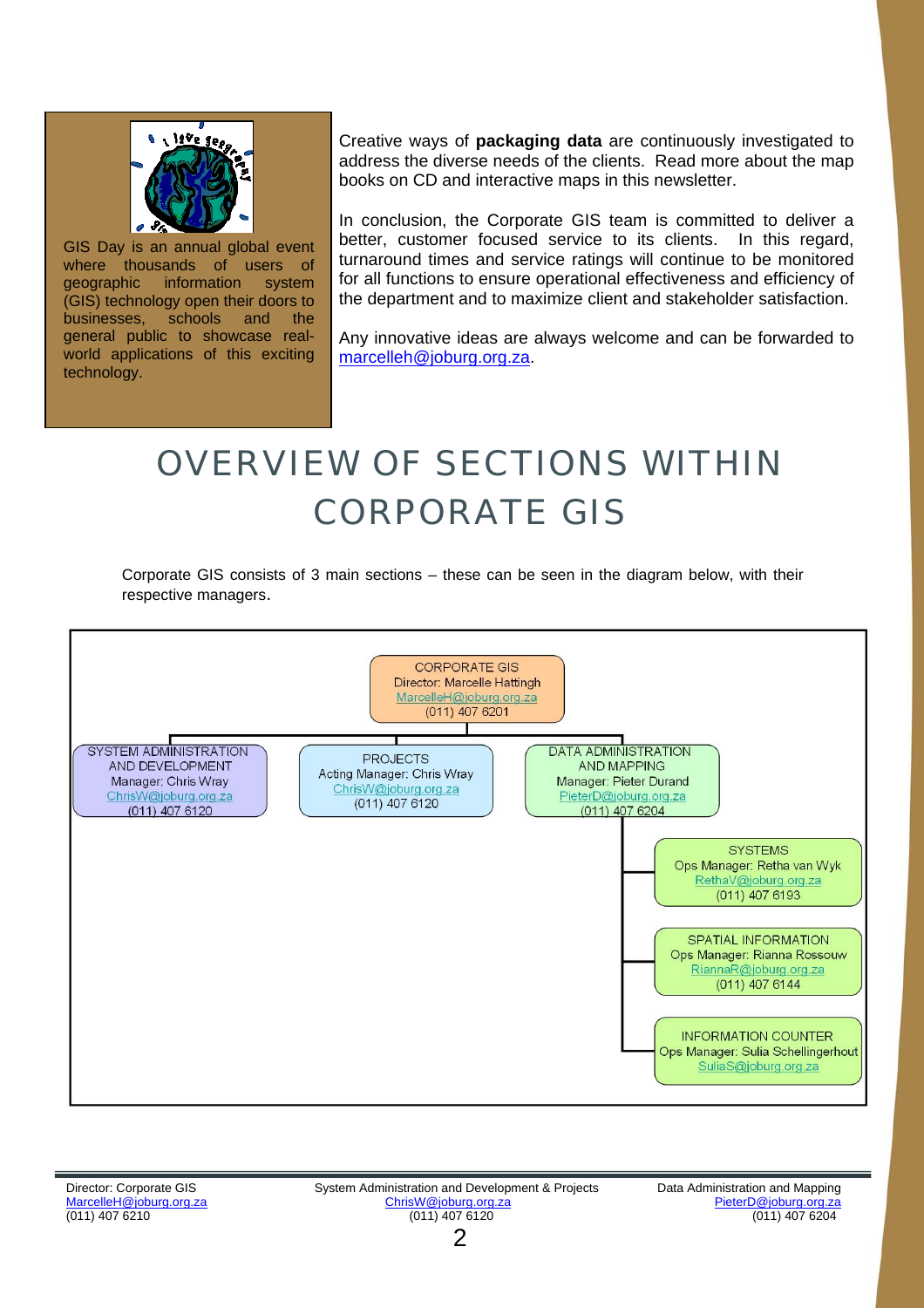GIS Day is an annual global event where thousands of users of geographic information system (GIS) technology open their doors to businesses, schools and the general public to showcase real-world applications of this exciting technology.

Creative ways of **packaging data** are continuously investigated to address the diverse needs of the clients. Read more about the map books on CD and interactive maps in this newsletter.

In conclusion, the Corporate GIS team is committed to deliver a better, customer focused service to its clients. In this regard, turnaround times and service ratings will continue to be monitored for all functions to ensure operational effectiveness and efficiency of the department and to maximize client and stakeholder satisfaction.

Any innovative ideas are always welcome and can be forwarded to marcelleh@joburg.org.za.

# OVERVIEW OF SECTIONS WITHIN CORPORATE GIS

Corporate GIS consists of 3 main sections – these can be seen in the diagram below, with their respective managers.

- **CORPORATE GIS**
  Director: Marcelle Hattingh
  MarcelleH@joburg.org.za
  (011) 407 6201
  - **SYSTEM ADMINISTRATION AND DEVELOPMENT**
    Manager: Chris Wray
    ChrisW@joburg.org.za
    (011) 407 6120
  - **PROJECTS**
    Acting Manager: Chris Wray
    ChrisW@joburg.org.za
    (011) 407 6120
  - **DATA ADMINISTRATION AND MAPPING**
    Manager: Pieter Durand
    PieterD@joburg.org.za
    (011) 407 6204
    - **SYSTEMS**
      Ops Manager: Retha van Wyk
      RethaV@joburg.org.za
      (011) 407 6193
    - **SPATIAL INFORMATION**
      Ops Manager: Rianna Rossouw
      RiannaR@joburg.org.za
      (011) 407 6144
    - **INFORMATION COUNTER**
      Ops Manager: Sulia Schellingerhout
      SuliaS@joburg.org.za

Director: Corporate GIS
MarcelleH@joburg.org.za
(011) 407 6210

System Administration and Development & Projects
ChrisW@joburg.org.za
(011) 407 6120

Data Administration and Mapping
PieterD@joburg.org.za
(011) 407 6204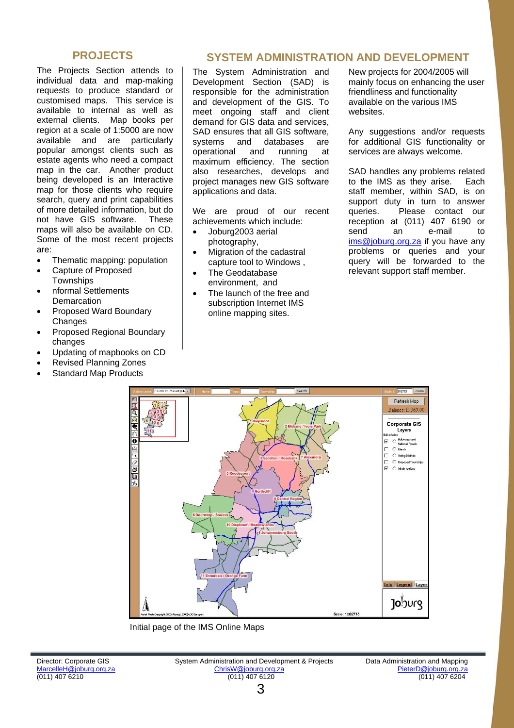## PROJECTS

The Projects Section attends to individual data and map-making requests to produce standard or customised maps. This service is available to internal as well as external clients. Map books per region at a scale of 1:5000 are now available and are particularly popular amongst clients such as estate agents who need a compact map in the car. Another product being developed is an Interactive map for those clients who require search, query and print capabilities of more detailed information, but do not have GIS software. These maps will also be available on CD. Some of the most recent projects are:

- Thematic mapping: population
- Capture of Proposed Townships
- nformal Settlements Demarcation
- Proposed Ward Boundary Changes
- Proposed Regional Boundary changes
- Updating of mapbooks on CD
- Revised Planning Zones
- Standard Map Products

## SYSTEM ADMINISTRATION AND DEVELOPMENT

The System Administration and Development Section (SAD) is responsible for the administration and development of the GIS. To meet ongoing staff and client demand for GIS data and services, SAD ensures that all GIS software, systems and databases are operational and running at maximum efficiency. The section also researches, develops and project manages new GIS software applications and data.

We are proud of our recent achievements which include:

- Joburg2003 aerial photography,
- Migration of the cadastral capture tool to Windows ,
- The Geodatabase environment, and
- The launch of the free and subscription Internet IMS online mapping sites.

New projects for 2004/2005 will mainly focus on enhancing the user friendliness and functionality available on the various IMS websites.

Any suggestions and/or requests for additional GIS functionality or services are always welcome.

SAD handles any problems related to the IMS as they arise. Each staff member, within SAD, is on support duty in turn to answer queries. Please contact our reception at (011) 407 6190 or send an e-mail to ims@joburg.org.za if you have any problems or queries and your query will be forwarded to the relevant support staff member.

Initial page of the IMS Online Maps

Director: Corporate GIS
MarcelleH@joburg.org.za
(011) 407 6210

System Administration and Development & Projects
ChrisW@joburg.org.za
(011) 407 6120

Data Administration and Mapping
PieterD@joburg.org.za
(011) 407 6204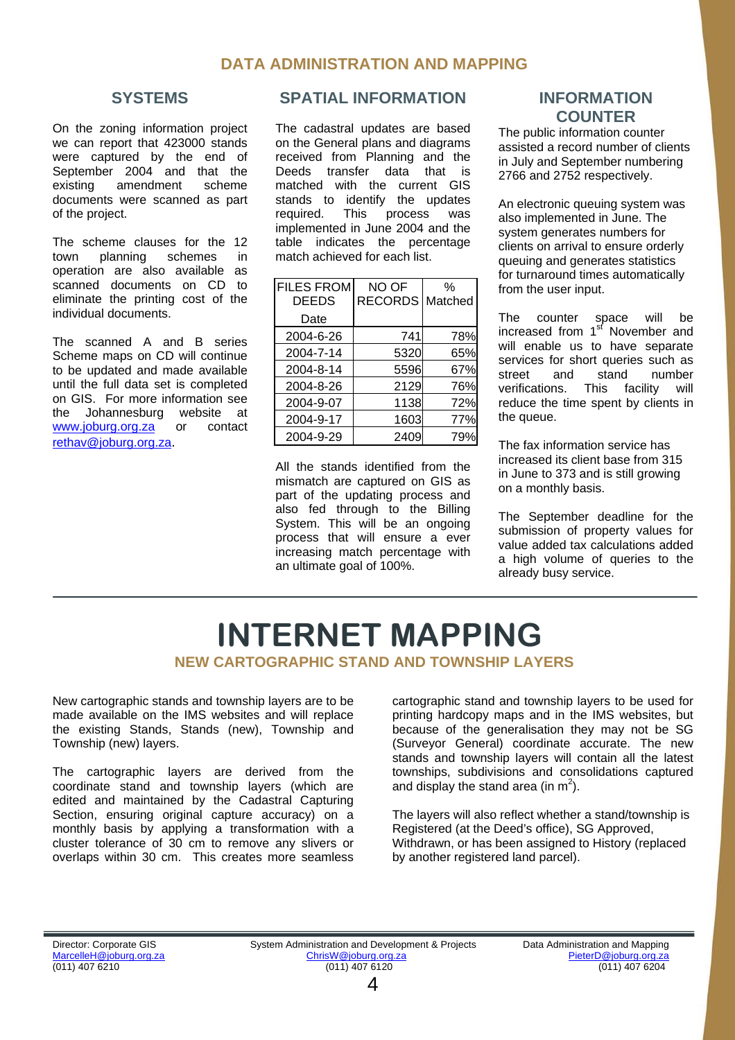## DATA ADMINISTRATION AND MAPPING

### SYSTEMS

On the zoning information project we can report that 423000 stands were captured by the end of September 2004 and that the existing amendment scheme documents were scanned as part of the project.

The scheme clauses for the 12 town planning schemes in operation are also available as scanned documents on CD to eliminate the printing cost of the individual documents.

The scanned A and B series Scheme maps on CD will continue to be updated and made available until the full data set is completed on GIS. For more information see the Johannesburg website at www.joburg.org.za or contact rethav@joburg.org.za.

### SPATIAL INFORMATION

The cadastral updates are based on the General plans and diagrams received from Planning and the Deeds transfer data that is matched with the current GIS stands to identify the updates required. This process was implemented in June 2004 and the table indicates the percentage match achieved for each list.

| FILES FROM DEEDS Date | NO OF RECORDS | % Matched |
|---|---|---|
| 2004-6-26 | 741 | 78% |
| 2004-7-14 | 5320 | 65% |
| 2004-8-14 | 5596 | 67% |
| 2004-8-26 | 2129 | 76% |
| 2004-9-07 | 1138 | 72% |
| 2004-9-17 | 1603 | 77% |
| 2004-9-29 | 2409 | 79% |

All the stands identified from the mismatch are captured on GIS as part of the updating process and also fed through to the Billing System. This will be an ongoing process that will ensure a ever increasing match percentage with an ultimate goal of 100%.

### INFORMATION COUNTER

The public information counter assisted a record number of clients in July and September numbering 2766 and 2752 respectively.

An electronic queuing system was also implemented in June. The system generates numbers for clients on arrival to ensure orderly queuing and generates statistics for turnaround times automatically from the user input.

The counter space will be increased from 1st November and will enable us to have separate services for short queries such as street and stand number verifications. This facility will reduce the time spent by clients in the queue.

The fax information service has increased its client base from 315 in June to 373 and is still growing on a monthly basis.

The September deadline for the submission of property values for value added tax calculations added a high volume of queries to the already busy service.

# INTERNET MAPPING

### NEW CARTOGRAPHIC STAND AND TOWNSHIP LAYERS

New cartographic stands and township layers are to be made available on the IMS websites and will replace the existing Stands, Stands (new), Township and Township (new) layers.

The cartographic layers are derived from the coordinate stand and township layers (which are edited and maintained by the Cadastral Capturing Section, ensuring original capture accuracy) on a monthly basis by applying a transformation with a cluster tolerance of 30 cm to remove any slivers or overlaps within 30 cm. This creates more seamless cartographic stand and township layers to be used for printing hardcopy maps and in the IMS websites, but because of the generalisation they may not be SG (Surveyor General) coordinate accurate. The new stands and township layers will contain all the latest townships, subdivisions and consolidations captured and display the stand area (in $m^2$).

The layers will also reflect whether a stand/township is Registered (at the Deed's office), SG Approved, Withdrawn, or has been assigned to History (replaced by another registered land parcel).

Director: Corporate GIS
MarcelleH@joburg.org.za
(011) 407 6210

System Administration and Development & Projects
ChrisW@joburg.org.za
(011) 407 6120

Data Administration and Mapping
PieterD@joburg.org.za
(011) 407 6204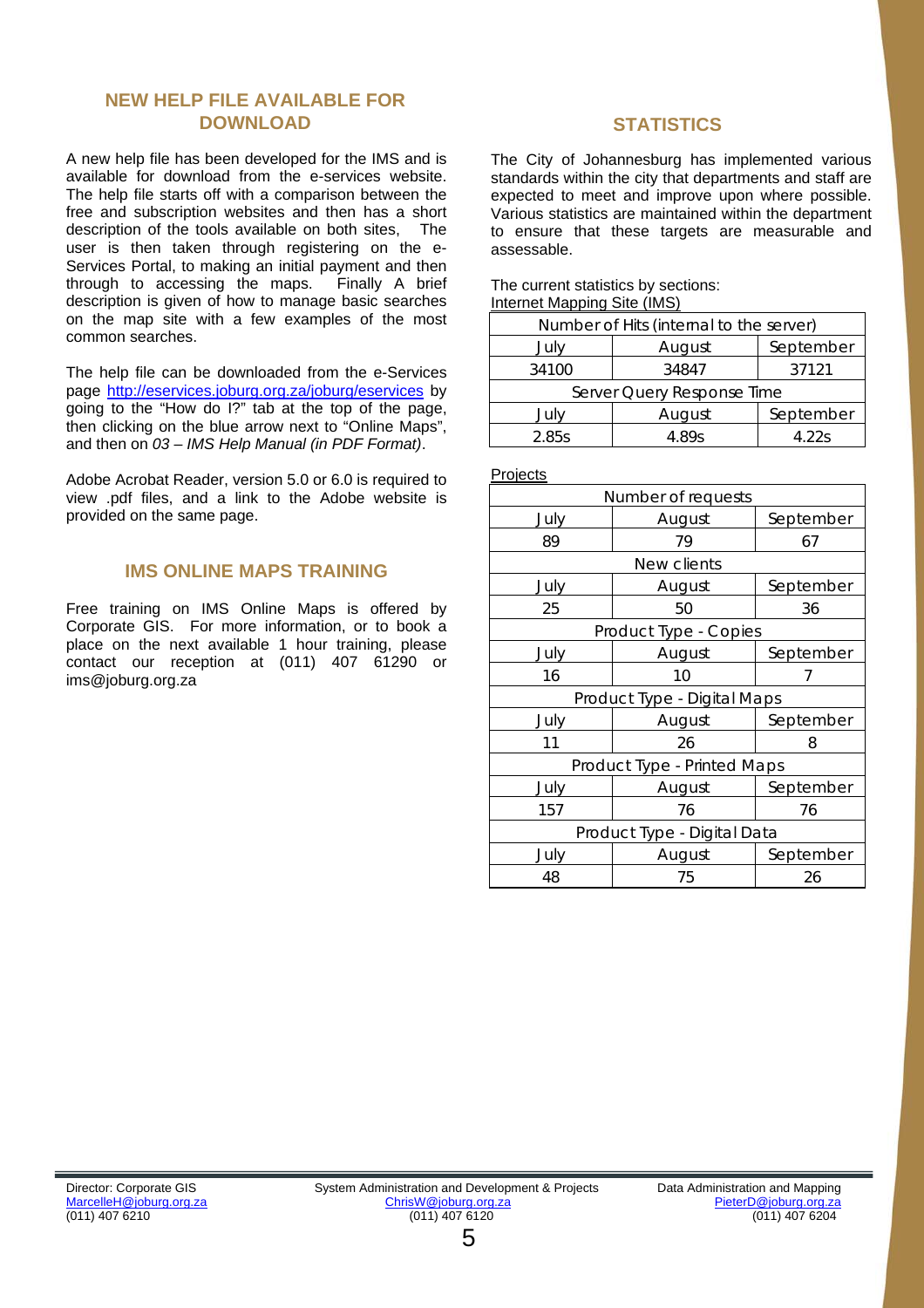## NEW HELP FILE AVAILABLE FOR DOWNLOAD

A new help file has been developed for the IMS and is available for download from the e-services website. The help file starts off with a comparison between the free and subscription websites and then has a short description of the tools available on both sites, The user is then taken through registering on the e-Services Portal, to making an initial payment and then through to accessing the maps. Finally A brief description is given of how to manage basic searches on the map site with a few examples of the most common searches.

The help file can be downloaded from the e-Services page http://eservices.joburg.org.za/joburg/eservices by going to the "How do I?" tab at the top of the page, then clicking on the blue arrow next to "Online Maps", and then on *03 – IMS Help Manual (in PDF Format)*.

Adobe Acrobat Reader, version 5.0 or 6.0 is required to view .pdf files, and a link to the Adobe website is provided on the same page.

## IMS ONLINE MAPS TRAINING

Free training on IMS Online Maps is offered by Corporate GIS. For more information, or to book a place on the next available 1 hour training, please contact our reception at (011) 407 61290 or ims@joburg.org.za

## STATISTICS

The City of Johannesburg has implemented various standards within the city that departments and staff are expected to meet and improve upon where possible. Various statistics are maintained within the department to ensure that these targets are measurable and assessable.

The current statistics by sections:

Internet Mapping Site (IMS)

| Number of Hits (internal to the server) | | |
|---|---|---|
| July | August | September |
| 34100 | 34847 | 37121 |
| Server Query Response Time | | |
| July | August | September |
| 2.85s | 4.89s | 4.22s |

Projects

| Number of requests | | |
|---|---|---|
| July | August | September |
| 89 | 79 | 67 |
| New clients | | |
| July | August | September |
| 25 | 50 | 36 |
| Product Type - Copies | | |
| July | August | September |
| 16 | 10 | 7 |
| Product Type - Digital Maps | | |
| July | August | September |
| 11 | 26 | 8 |
| Product Type - Printed Maps | | |
| July | August | September |
| 157 | 76 | 76 |
| Product Type - Digital Data | | |
| July | August | September |
| 48 | 75 | 26 |